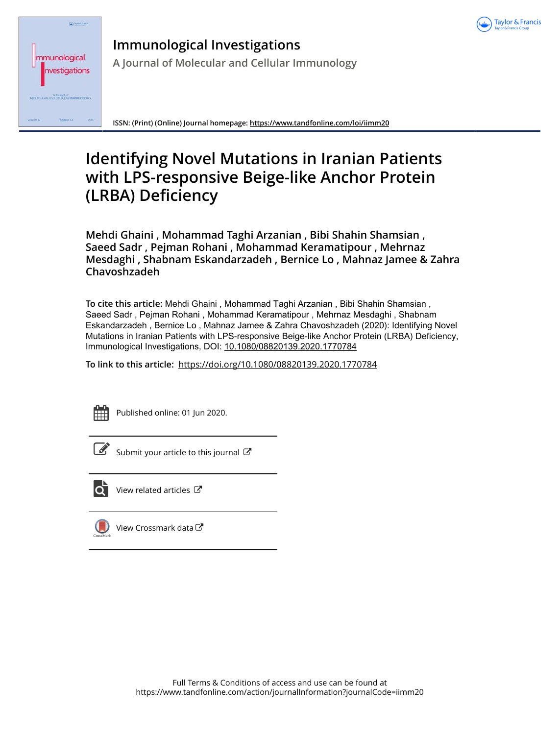# Immunological Investigations

A Journal of Molecular and Cellular Immunology

ISSN: (Print) (Online) Journal homepage: https://www.tandfonline.com/loi/iimm20

# Identifying Novel Mutations in Iranian Patients with LPS-responsive Beige-like Anchor Protein (LRBA) Deficiency

**Mehdi Ghaini , Mohammad Taghi Arzanian , Bibi Shahin Shamsian , Saeed Sadr , Pejman Rohani , Mohammad Keramatipour , Mehrnaz Mesdaghi , Shabnam Eskandarzadeh , Bernice Lo , Mahnaz Jamee & Zahra Chavoshzadeh**

**To cite this article:** Mehdi Ghaini , Mohammad Taghi Arzanian , Bibi Shahin Shamsian , Saeed Sadr , Pejman Rohani , Mohammad Keramatipour , Mehrnaz Mesdaghi , Shabnam Eskandarzadeh , Bernice Lo , Mahnaz Jamee & Zahra Chavoshzadeh (2020): Identifying Novel Mutations in Iranian Patients with LPS-responsive Beige-like Anchor Protein (LRBA) Deficiency, Immunological Investigations, DOI: 10.1080/08820139.2020.1770784

**To link to this article:** https://doi.org/10.1080/08820139.2020.1770784

Published online: 01 Jun 2020.

Submit your article to this journal

View related articles

View Crossmark data

Full Terms & Conditions of access and use can be found at
https://www.tandfonline.com/action/journalInformation?journalCode=iimm20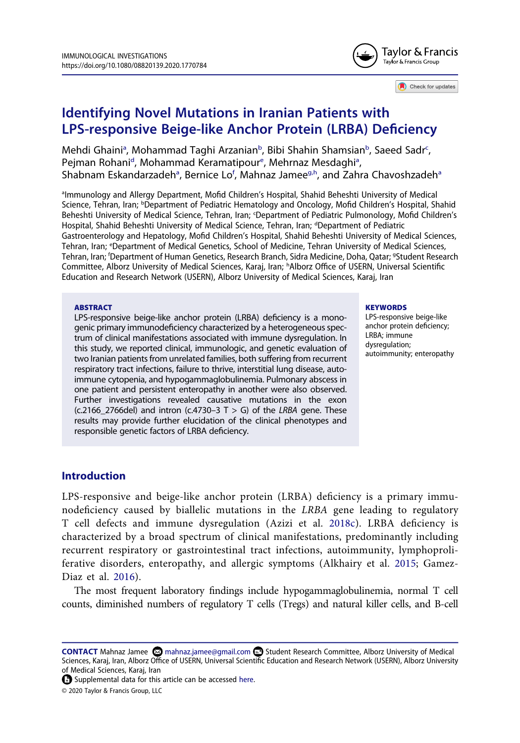# Identifying Novel Mutations in Iranian Patients with LPS-responsive Beige-like Anchor Protein (LRBA) Deficiency

Mehdi Ghaini[a], Mohammad Taghi Arzanian[b], Bibi Shahin Shamsian[b], Saeed Sadr[c], Pejman Rohani[d], Mohammad Keramatipour[e], Mehrnaz Mesdaghi[a], Shabnam Eskandarzadeh[a], Bernice Lo[f], Mahnaz Jamee[g,h], and Zahra Chavoshzadeh[a]

[a]Immunology and Allergy Department, Mofid Children's Hospital, Shahid Beheshti University of Medical Science, Tehran, Iran; [b]Department of Pediatric Hematology and Oncology, Mofid Children's Hospital, Shahid Beheshti University of Medical Science, Tehran, Iran; [c]Department of Pediatric Pulmonology, Mofid Children's Hospital, Shahid Beheshti University of Medical Science, Tehran, Iran; [d]Department of Pediatric Gastroenterology and Hepatology, Mofid Children's Hospital, Shahid Beheshti University of Medical Sciences, Tehran, Iran; [e]Department of Medical Genetics, School of Medicine, Tehran University of Medical Sciences, Tehran, Iran; [f]Department of Human Genetics, Research Branch, Sidra Medicine, Doha, Qatar; [g]Student Research Committee, Alborz University of Medical Sciences, Karaj, Iran; [h]Alborz Office of USERN, Universal Scientific Education and Research Network (USERN), Alborz University of Medical Sciences, Karaj, Iran

**ABSTRACT**

LPS-responsive beige-like anchor protein (LRBA) deficiency is a monogenic primary immunodeficiency characterized by a heterogeneous spectrum of clinical manifestations associated with immune dysregulation. In this study, we reported clinical, immunologic, and genetic evaluation of two Iranian patients from unrelated families, both suffering from recurrent respiratory tract infections, failure to thrive, interstitial lung disease, autoimmune cytopenia, and hypogammaglobulinemia. Pulmonary abscess in one patient and persistent enteropathy in another were also observed. Further investigations revealed causative mutations in the exon (c.2166_2766del) and intron (c.4730–3 T > G) of the *LRBA* gene. These results may provide further elucidation of the clinical phenotypes and responsible genetic factors of LRBA deficiency.

**KEYWORDS**

LPS-responsive beige-like anchor protein deficiency; LRBA; immune dysregulation; autoimmunity; enteropathy

## Introduction

LPS-responsive and beige-like anchor protein (LRBA) deficiency is a primary immunodeficiency caused by biallelic mutations in the *LRBA* gene leading to regulatory T cell defects and immune dysregulation (Azizi et al. 2018c). LRBA deficiency is characterized by a broad spectrum of clinical manifestations, predominantly including recurrent respiratory or gastrointestinal tract infections, autoimmunity, lymphoproliferative disorders, enteropathy, and allergic symptoms (Alkhairy et al. 2015; Gamez-Diaz et al. 2016).

The most frequent laboratory findings include hypogammaglobulinemia, normal T cell counts, diminished numbers of regulatory T cells (Tregs) and natural killer cells, and B-cell

**CONTACT** Mahnaz Jamee mahnaz.jamee@gmail.com Student Research Committee, Alborz University of Medical Sciences, Karaj, Iran, Alborz Office of USERN, Universal Scientific Education and Research Network (USERN), Alborz University of Medical Sciences, Karaj, Iran

Supplemental data for this article can be accessed here.

© 2020 Taylor & Francis Group, LLC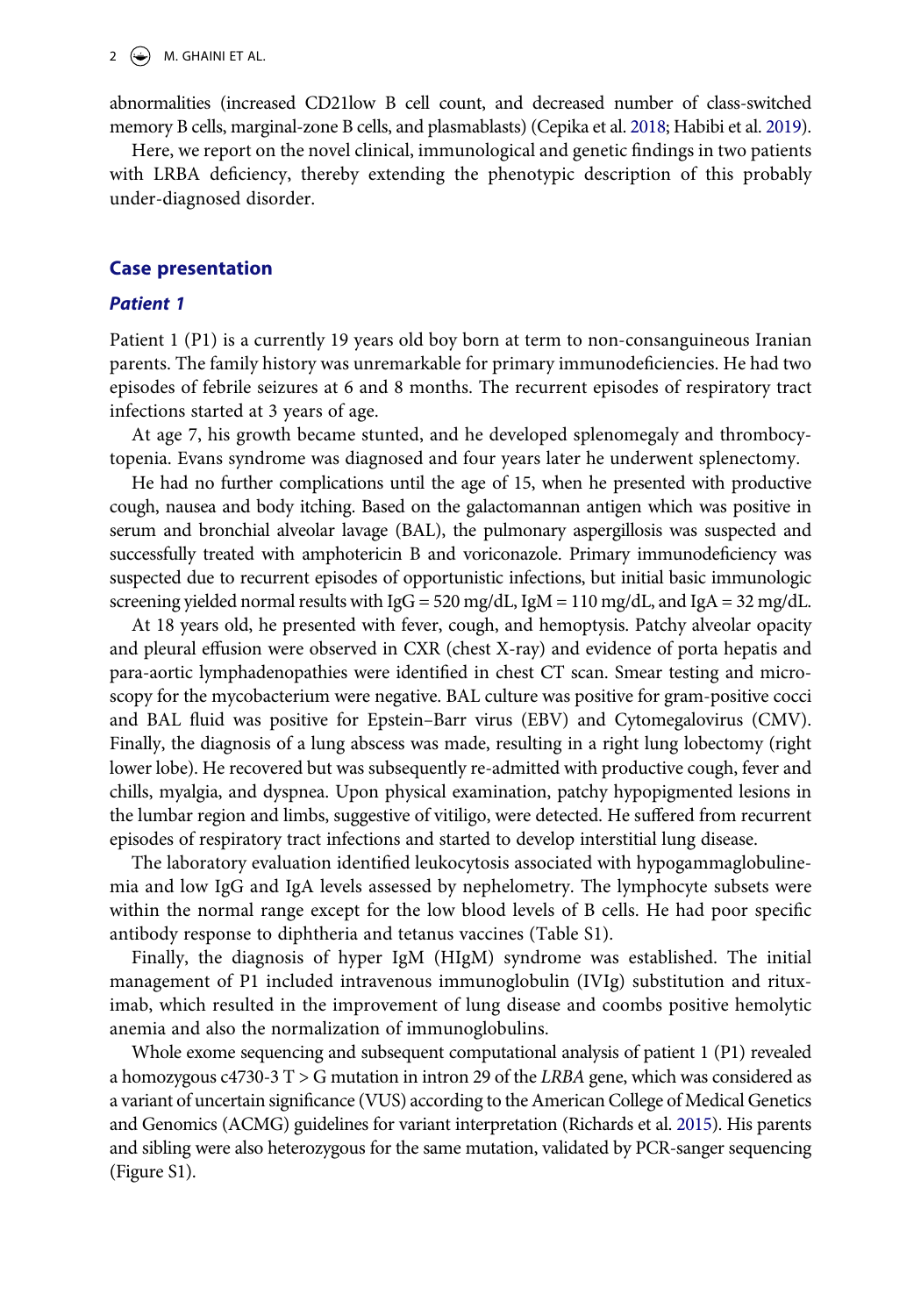abnormalities (increased CD21low B cell count, and decreased number of class-switched memory B cells, marginal-zone B cells, and plasmablasts) (Cepika et al. 2018; Habibi et al. 2019).

Here, we report on the novel clinical, immunological and genetic findings in two patients with LRBA deficiency, thereby extending the phenotypic description of this probably under-diagnosed disorder.

## Case presentation

### *Patient 1*

Patient 1 (P1) is a currently 19 years old boy born at term to non-consanguineous Iranian parents. The family history was unremarkable for primary immunodeficiencies. He had two episodes of febrile seizures at 6 and 8 months. The recurrent episodes of respiratory tract infections started at 3 years of age.

At age 7, his growth became stunted, and he developed splenomegaly and thrombocytopenia. Evans syndrome was diagnosed and four years later he underwent splenectomy.

He had no further complications until the age of 15, when he presented with productive cough, nausea and body itching. Based on the galactomannan antigen which was positive in serum and bronchial alveolar lavage (BAL), the pulmonary aspergillosis was suspected and successfully treated with amphotericin B and voriconazole. Primary immunodeficiency was suspected due to recurrent episodes of opportunistic infections, but initial basic immunologic screening yielded normal results with IgG = 520 mg/dL, IgM = 110 mg/dL, and IgA = 32 mg/dL.

At 18 years old, he presented with fever, cough, and hemoptysis. Patchy alveolar opacity and pleural effusion were observed in CXR (chest X-ray) and evidence of porta hepatis and para-aortic lymphadenopathies were identified in chest CT scan. Smear testing and microscopy for the mycobacterium were negative. BAL culture was positive for gram-positive cocci and BAL fluid was positive for Epstein–Barr virus (EBV) and Cytomegalovirus (CMV). Finally, the diagnosis of a lung abscess was made, resulting in a right lung lobectomy (right lower lobe). He recovered but was subsequently re-admitted with productive cough, fever and chills, myalgia, and dyspnea. Upon physical examination, patchy hypopigmented lesions in the lumbar region and limbs, suggestive of vitiligo, were detected. He suffered from recurrent episodes of respiratory tract infections and started to develop interstitial lung disease.

The laboratory evaluation identified leukocytosis associated with hypogammaglobulinemia and low IgG and IgA levels assessed by nephelometry. The lymphocyte subsets were within the normal range except for the low blood levels of B cells. He had poor specific antibody response to diphtheria and tetanus vaccines (Table S1).

Finally, the diagnosis of hyper IgM (HIgM) syndrome was established. The initial management of P1 included intravenous immunoglobulin (IVIg) substitution and rituximab, which resulted in the improvement of lung disease and coombs positive hemolytic anemia and also the normalization of immunoglobulins.

Whole exome sequencing and subsequent computational analysis of patient 1 (P1) revealed a homozygous c4730-3 T > G mutation in intron 29 of the *LRBA* gene, which was considered as a variant of uncertain significance (VUS) according to the American College of Medical Genetics and Genomics (ACMG) guidelines for variant interpretation (Richards et al. 2015). His parents and sibling were also heterozygous for the same mutation, validated by PCR-sanger sequencing (Figure S1).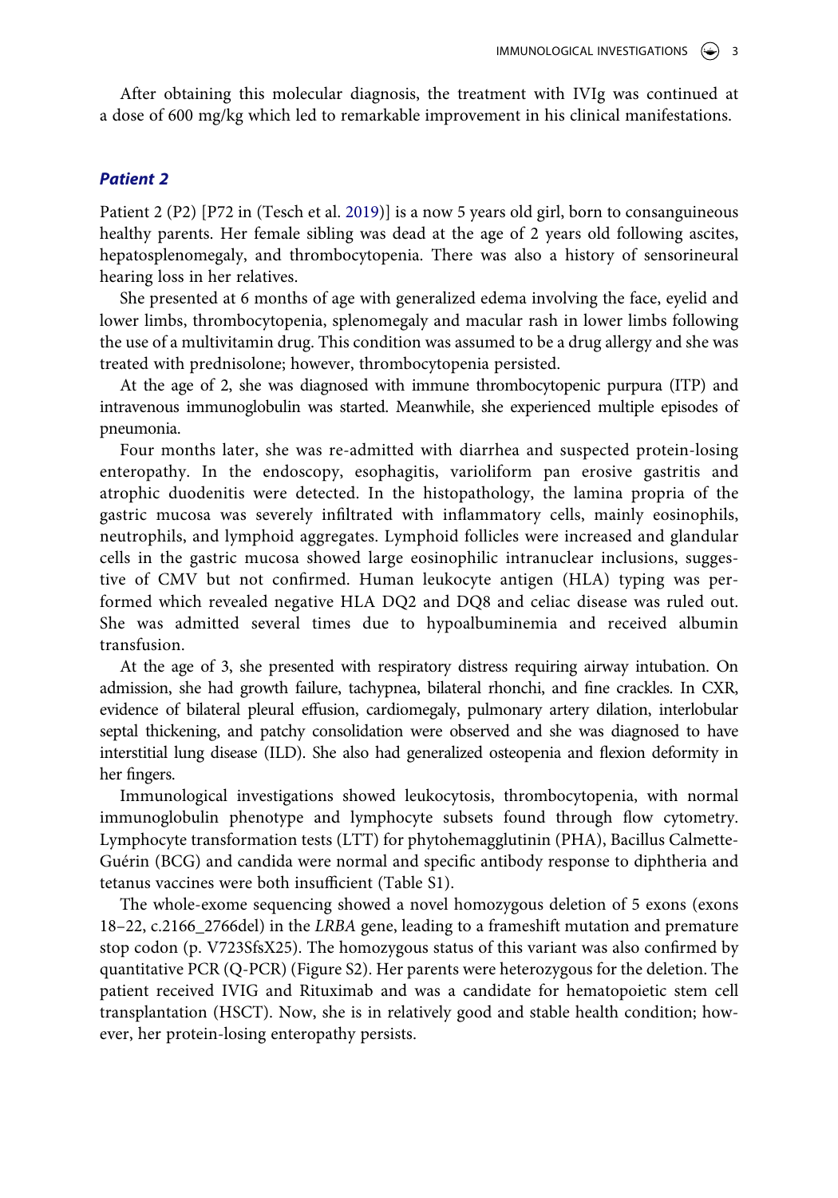After obtaining this molecular diagnosis, the treatment with IVIg was continued at a dose of 600 mg/kg which led to remarkable improvement in his clinical manifestations.

### *Patient 2*

Patient 2 (P2) [P72 in (Tesch et al. 2019)] is a now 5 years old girl, born to consanguineous healthy parents. Her female sibling was dead at the age of 2 years old following ascites, hepatosplenomegaly, and thrombocytopenia. There was also a history of sensorineural hearing loss in her relatives.

She presented at 6 months of age with generalized edema involving the face, eyelid and lower limbs, thrombocytopenia, splenomegaly and macular rash in lower limbs following the use of a multivitamin drug. This condition was assumed to be a drug allergy and she was treated with prednisolone; however, thrombocytopenia persisted.

At the age of 2, she was diagnosed with immune thrombocytopenic purpura (ITP) and intravenous immunoglobulin was started. Meanwhile, she experienced multiple episodes of pneumonia.

Four months later, she was re-admitted with diarrhea and suspected protein-losing enteropathy. In the endoscopy, esophagitis, varioliform pan erosive gastritis and atrophic duodenitis were detected. In the histopathology, the lamina propria of the gastric mucosa was severely infiltrated with inflammatory cells, mainly eosinophils, neutrophils, and lymphoid aggregates. Lymphoid follicles were increased and glandular cells in the gastric mucosa showed large eosinophilic intranuclear inclusions, suggestive of CMV but not confirmed. Human leukocyte antigen (HLA) typing was performed which revealed negative HLA DQ2 and DQ8 and celiac disease was ruled out. She was admitted several times due to hypoalbuminemia and received albumin transfusion.

At the age of 3, she presented with respiratory distress requiring airway intubation. On admission, she had growth failure, tachypnea, bilateral rhonchi, and fine crackles. In CXR, evidence of bilateral pleural effusion, cardiomegaly, pulmonary artery dilation, interlobular septal thickening, and patchy consolidation were observed and she was diagnosed to have interstitial lung disease (ILD). She also had generalized osteopenia and flexion deformity in her fingers.

Immunological investigations showed leukocytosis, thrombocytopenia, with normal immunoglobulin phenotype and lymphocyte subsets found through flow cytometry. Lymphocyte transformation tests (LTT) for phytohemagglutinin (PHA), Bacillus Calmette-Guérin (BCG) and candida were normal and specific antibody response to diphtheria and tetanus vaccines were both insufficient (Table S1).

The whole-exome sequencing showed a novel homozygous deletion of 5 exons (exons 18–22, c.2166_2766del) in the *LRBA* gene, leading to a frameshift mutation and premature stop codon (p. V723SfsX25). The homozygous status of this variant was also confirmed by quantitative PCR (Q-PCR) (Figure S2). Her parents were heterozygous for the deletion. The patient received IVIG and Rituximab and was a candidate for hematopoietic stem cell transplantation (HSCT). Now, she is in relatively good and stable health condition; however, her protein-losing enteropathy persists.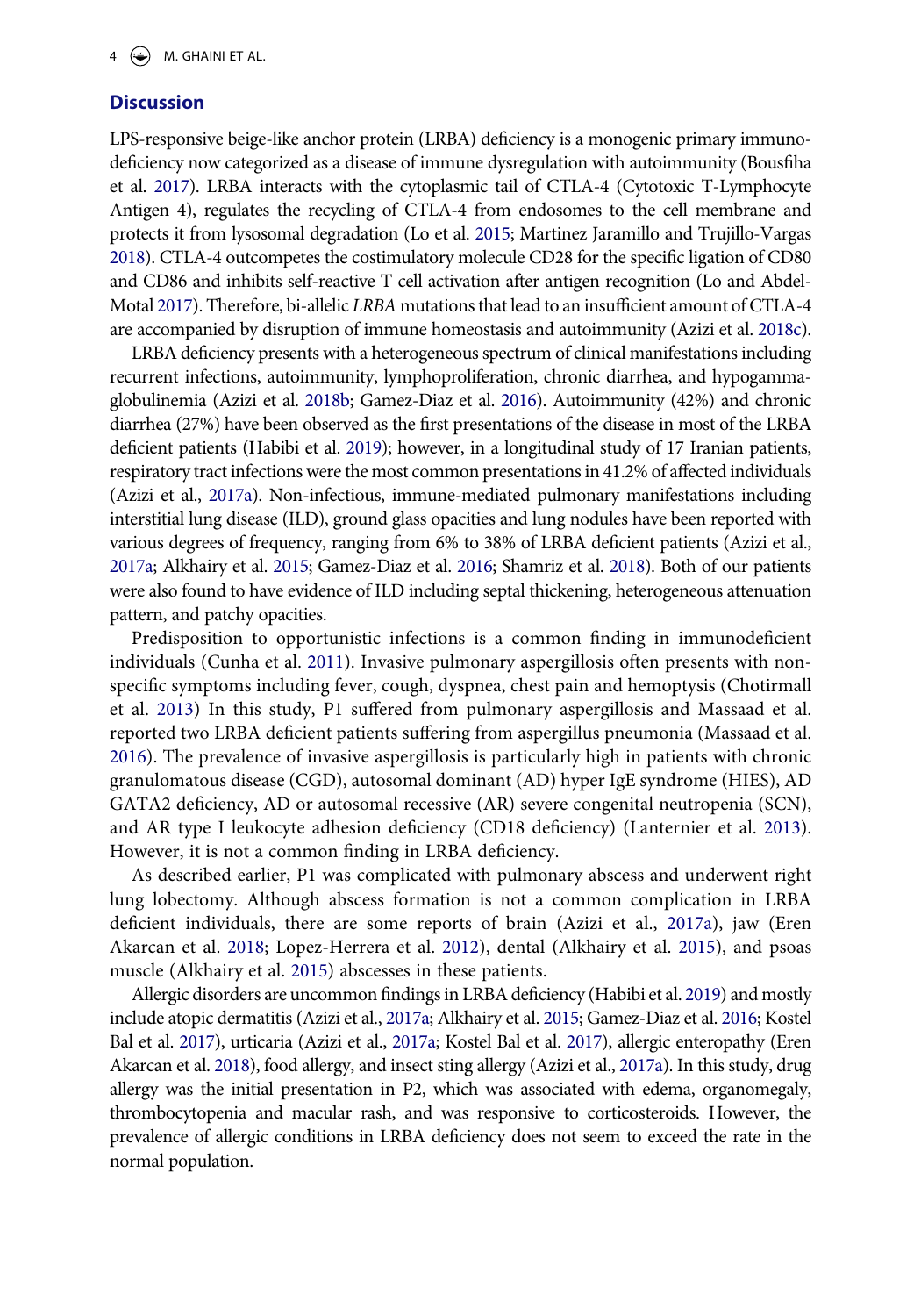## Discussion

LPS-responsive beige-like anchor protein (LRBA) deficiency is a monogenic primary immunodeficiency now categorized as a disease of immune dysregulation with autoimmunity (Bousfiha et al. 2017). LRBA interacts with the cytoplasmic tail of CTLA-4 (Cytotoxic T-Lymphocyte Antigen 4), regulates the recycling of CTLA-4 from endosomes to the cell membrane and protects it from lysosomal degradation (Lo et al. 2015; Martinez Jaramillo and Trujillo-Vargas 2018). CTLA-4 outcompetes the costimulatory molecule CD28 for the specific ligation of CD80 and CD86 and inhibits self-reactive T cell activation after antigen recognition (Lo and Abdel-Motal 2017). Therefore, bi-allelic *LRBA* mutations that lead to an insufficient amount of CTLA-4 are accompanied by disruption of immune homeostasis and autoimmunity (Azizi et al. 2018c).

LRBA deficiency presents with a heterogeneous spectrum of clinical manifestations including recurrent infections, autoimmunity, lymphoproliferation, chronic diarrhea, and hypogammaglobulinemia (Azizi et al. 2018b; Gamez-Diaz et al. 2016). Autoimmunity (42%) and chronic diarrhea (27%) have been observed as the first presentations of the disease in most of the LRBA deficient patients (Habibi et al. 2019); however, in a longitudinal study of 17 Iranian patients, respiratory tract infections were the most common presentations in 41.2% of affected individuals (Azizi et al., 2017a). Non-infectious, immune-mediated pulmonary manifestations including interstitial lung disease (ILD), ground glass opacities and lung nodules have been reported with various degrees of frequency, ranging from 6% to 38% of LRBA deficient patients (Azizi et al., 2017a; Alkhairy et al. 2015; Gamez-Diaz et al. 2016; Shamriz et al. 2018). Both of our patients were also found to have evidence of ILD including septal thickening, heterogeneous attenuation pattern, and patchy opacities.

Predisposition to opportunistic infections is a common finding in immunodeficient individuals (Cunha et al. 2011). Invasive pulmonary aspergillosis often presents with non-specific symptoms including fever, cough, dyspnea, chest pain and hemoptysis (Chotirmall et al. 2013) In this study, P1 suffered from pulmonary aspergillosis and Massaad et al. reported two LRBA deficient patients suffering from aspergillus pneumonia (Massaad et al. 2016). The prevalence of invasive aspergillosis is particularly high in patients with chronic granulomatous disease (CGD), autosomal dominant (AD) hyper IgE syndrome (HIES), AD GATA2 deficiency, AD or autosomal recessive (AR) severe congenital neutropenia (SCN), and AR type I leukocyte adhesion deficiency (CD18 deficiency) (Lanternier et al. 2013). However, it is not a common finding in LRBA deficiency.

As described earlier, P1 was complicated with pulmonary abscess and underwent right lung lobectomy. Although abscess formation is not a common complication in LRBA deficient individuals, there are some reports of brain (Azizi et al., 2017a), jaw (Eren Akarcan et al. 2018; Lopez-Herrera et al. 2012), dental (Alkhairy et al. 2015), and psoas muscle (Alkhairy et al. 2015) abscesses in these patients.

Allergic disorders are uncommon findings in LRBA deficiency (Habibi et al. 2019) and mostly include atopic dermatitis (Azizi et al., 2017a; Alkhairy et al. 2015; Gamez-Diaz et al. 2016; Kostel Bal et al. 2017), urticaria (Azizi et al., 2017a; Kostel Bal et al. 2017), allergic enteropathy (Eren Akarcan et al. 2018), food allergy, and insect sting allergy (Azizi et al., 2017a). In this study, drug allergy was the initial presentation in P2, which was associated with edema, organomegaly, thrombocytopenia and macular rash, and was responsive to corticosteroids. However, the prevalence of allergic conditions in LRBA deficiency does not seem to exceed the rate in the normal population.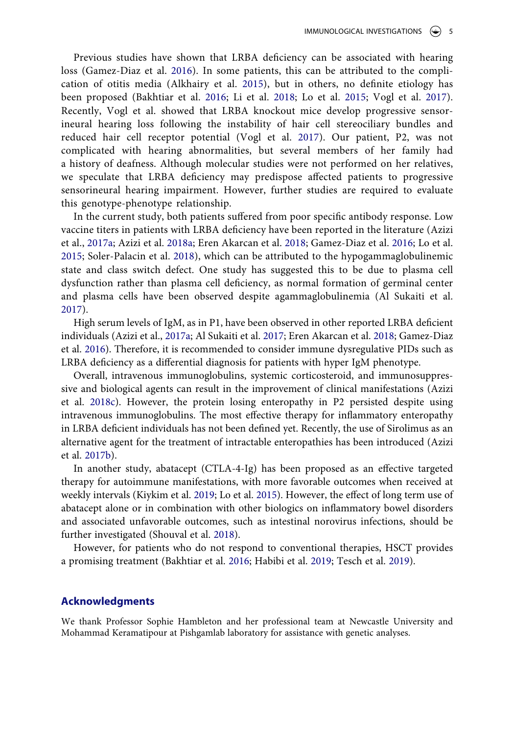Previous studies have shown that LRBA deficiency can be associated with hearing loss (Gamez-Diaz et al. 2016). In some patients, this can be attributed to the complication of otitis media (Alkhairy et al. 2015), but in others, no definite etiology has been proposed (Bakhtiar et al. 2016; Li et al. 2018; Lo et al. 2015; Vogl et al. 2017). Recently, Vogl et al. showed that LRBA knockout mice develop progressive sensorineural hearing loss following the instability of hair cell stereociliary bundles and reduced hair cell receptor potential (Vogl et al. 2017). Our patient, P2, was not complicated with hearing abnormalities, but several members of her family had a history of deafness. Although molecular studies were not performed on her relatives, we speculate that LRBA deficiency may predispose affected patients to progressive sensorineural hearing impairment. However, further studies are required to evaluate this genotype-phenotype relationship.

In the current study, both patients suffered from poor specific antibody response. Low vaccine titers in patients with LRBA deficiency have been reported in the literature (Azizi et al., 2017a; Azizi et al. 2018a; Eren Akarcan et al. 2018; Gamez-Diaz et al. 2016; Lo et al. 2015; Soler-Palacin et al. 2018), which can be attributed to the hypogammaglobulinemic state and class switch defect. One study has suggested this to be due to plasma cell dysfunction rather than plasma cell deficiency, as normal formation of germinal center and plasma cells have been observed despite agammaglobulinemia (Al Sukaiti et al. 2017).

High serum levels of IgM, as in P1, have been observed in other reported LRBA deficient individuals (Azizi et al., 2017a; Al Sukaiti et al. 2017; Eren Akarcan et al. 2018; Gamez-Diaz et al. 2016). Therefore, it is recommended to consider immune dysregulative PIDs such as LRBA deficiency as a differential diagnosis for patients with hyper IgM phenotype.

Overall, intravenous immunoglobulins, systemic corticosteroid, and immunosuppressive and biological agents can result in the improvement of clinical manifestations (Azizi et al. 2018c). However, the protein losing enteropathy in P2 persisted despite using intravenous immunoglobulins. The most effective therapy for inflammatory enteropathy in LRBA deficient individuals has not been defined yet. Recently, the use of Sirolimus as an alternative agent for the treatment of intractable enteropathies has been introduced (Azizi et al. 2017b).

In another study, abatacept (CTLA-4-Ig) has been proposed as an effective targeted therapy for autoimmune manifestations, with more favorable outcomes when received at weekly intervals (Kiykim et al. 2019; Lo et al. 2015). However, the effect of long term use of abatacept alone or in combination with other biologics on inflammatory bowel disorders and associated unfavorable outcomes, such as intestinal norovirus infections, should be further investigated (Shouval et al. 2018).

However, for patients who do not respond to conventional therapies, HSCT provides a promising treatment (Bakhtiar et al. 2016; Habibi et al. 2019; Tesch et al. 2019).

## Acknowledgments

We thank Professor Sophie Hambleton and her professional team at Newcastle University and Mohammad Keramatipour at Pishgamlab laboratory for assistance with genetic analyses.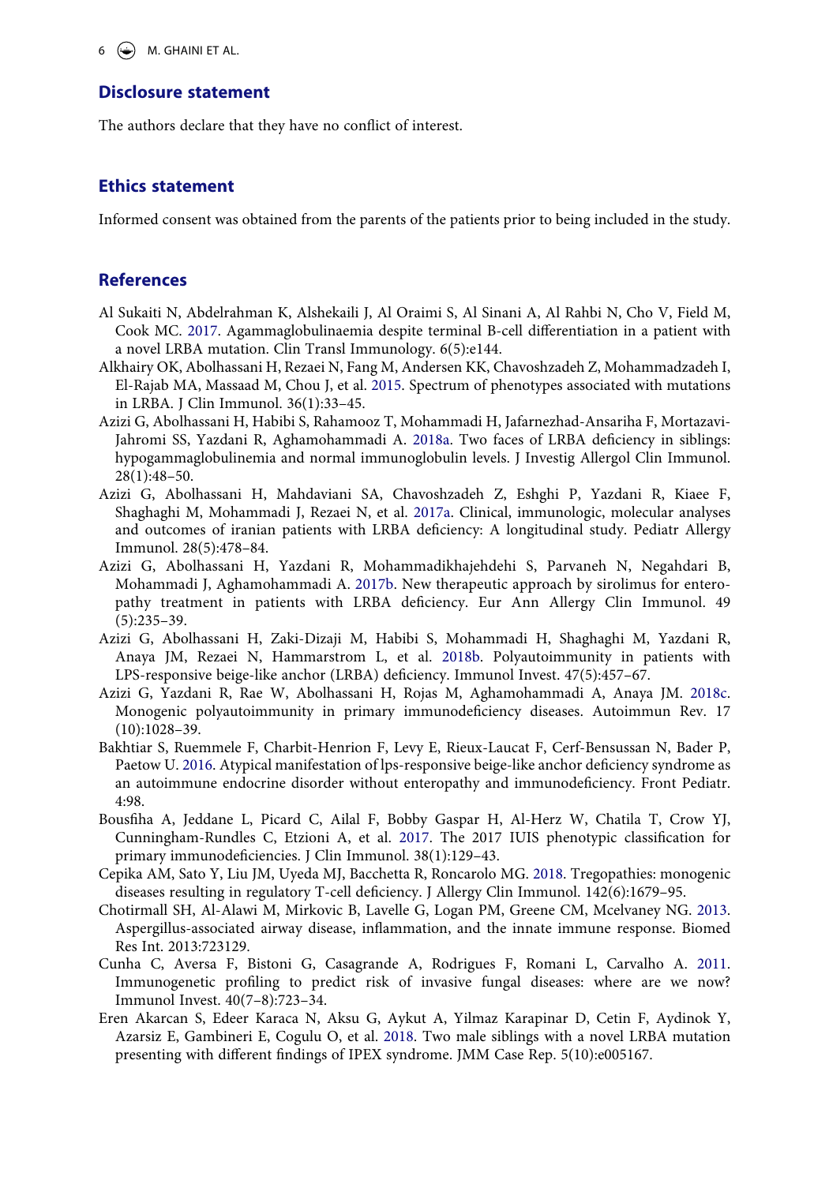## Disclosure statement

The authors declare that they have no conflict of interest.

## Ethics statement

Informed consent was obtained from the parents of the patients prior to being included in the study.

## References

Al Sukaiti N, Abdelrahman K, Alshekaili J, Al Oraimi S, Al Sinani A, Al Rahbi N, Cho V, Field M, Cook MC. 2017. Agammaglobulinaemia despite terminal B-cell differentiation in a patient with a novel LRBA mutation. Clin Transl Immunology. 6(5):e144.

Alkhairy OK, Abolhassani H, Rezaei N, Fang M, Andersen KK, Chavoshzadeh Z, Mohammadzadeh I, El-Rajab MA, Massaad M, Chou J, et al. 2015. Spectrum of phenotypes associated with mutations in LRBA. J Clin Immunol. 36(1):33–45.

Azizi G, Abolhassani H, Habibi S, Rahamooz T, Mohammadi H, Jafarnezhad-Ansariha F, Mortazavi-Jahromi SS, Yazdani R, Aghamohammadi A. 2018a. Two faces of LRBA deficiency in siblings: hypogammaglobulinemia and normal immunoglobulin levels. J Investig Allergol Clin Immunol. 28(1):48–50.

Azizi G, Abolhassani H, Mahdaviani SA, Chavoshzadeh Z, Eshghi P, Yazdani R, Kiaee F, Shaghaghi M, Mohammadi J, Rezaei N, et al. 2017a. Clinical, immunologic, molecular analyses and outcomes of iranian patients with LRBA deficiency: A longitudinal study. Pediatr Allergy Immunol. 28(5):478–84.

Azizi G, Abolhassani H, Yazdani R, Mohammadikhajehdehi S, Parvaneh N, Negahdari B, Mohammadi J, Aghamohammadi A. 2017b. New therapeutic approach by sirolimus for enteropathy treatment in patients with LRBA deficiency. Eur Ann Allergy Clin Immunol. 49 (5):235–39.

Azizi G, Abolhassani H, Zaki-Dizaji M, Habibi S, Mohammadi H, Shaghaghi M, Yazdani R, Anaya JM, Rezaei N, Hammarstrom L, et al. 2018b. Polyautoimmunity in patients with LPS-responsive beige-like anchor (LRBA) deficiency. Immunol Invest. 47(5):457–67.

Azizi G, Yazdani R, Rae W, Abolhassani H, Rojas M, Aghamohammadi A, Anaya JM. 2018c. Monogenic polyautoimmunity in primary immunodeficiency diseases. Autoimmun Rev. 17 (10):1028–39.

Bakhtiar S, Ruemmele F, Charbit-Henrion F, Levy E, Rieux-Laucat F, Cerf-Bensussan N, Bader P, Paetow U. 2016. Atypical manifestation of lps-responsive beige-like anchor deficiency syndrome as an autoimmune endocrine disorder without enteropathy and immunodeficiency. Front Pediatr. 4:98.

Bousfiha A, Jeddane L, Picard C, Ailal F, Bobby Gaspar H, Al-Herz W, Chatila T, Crow YJ, Cunningham-Rundles C, Etzioni A, et al. 2017. The 2017 IUIS phenotypic classification for primary immunodeficiencies. J Clin Immunol. 38(1):129–43.

Cepika AM, Sato Y, Liu JM, Uyeda MJ, Bacchetta R, Roncarolo MG. 2018. Tregopathies: monogenic diseases resulting in regulatory T-cell deficiency. J Allergy Clin Immunol. 142(6):1679–95.

Chotirmall SH, Al-Alawi M, Mirkovic B, Lavelle G, Logan PM, Greene CM, Mcelvaney NG. 2013. Aspergillus-associated airway disease, inflammation, and the innate immune response. Biomed Res Int. 2013:723129.

Cunha C, Aversa F, Bistoni G, Casagrande A, Rodrigues F, Romani L, Carvalho A. 2011. Immunogenetic profiling to predict risk of invasive fungal diseases: where are we now? Immunol Invest. 40(7–8):723–34.

Eren Akarcan S, Edeer Karaca N, Aksu G, Aykut A, Yilmaz Karapinar D, Cetin F, Aydinok Y, Azarsiz E, Gambineri E, Cogulu O, et al. 2018. Two male siblings with a novel LRBA mutation presenting with different findings of IPEX syndrome. JMM Case Rep. 5(10):e005167.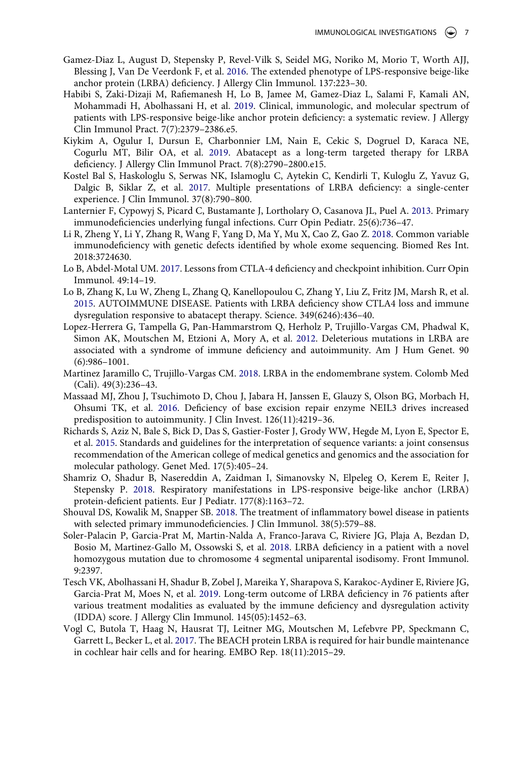Gamez-Diaz L, August D, Stepensky P, Revel-Vilk S, Seidel MG, Noriko M, Morio T, Worth AJJ, Blessing J, Van De Veerdonk F, et al. 2016. The extended phenotype of LPS-responsive beige-like anchor protein (LRBA) deficiency. J Allergy Clin Immunol. 137:223–30.

Habibi S, Zaki-Dizaji M, Rafiemanesh H, Lo B, Jamee M, Gamez-Diaz L, Salami F, Kamali AN, Mohammadi H, Abolhassani H, et al. 2019. Clinical, immunologic, and molecular spectrum of patients with LPS-responsive beige-like anchor protein deficiency: a systematic review. J Allergy Clin Immunol Pract. 7(7):2379–2386.e5.

Kiykim A, Ogulur I, Dursun E, Charbonnier LM, Nain E, Cekic S, Dogruel D, Karaca NE, Cogurlu MT, Bilir OA, et al. 2019. Abatacept as a long-term targeted therapy for LRBA deficiency. J Allergy Clin Immunol Pract. 7(8):2790–2800.e15.

Kostel Bal S, Haskologlu S, Serwas NK, Islamoglu C, Aytekin C, Kendirli T, Kuloglu Z, Yavuz G, Dalgic B, Siklar Z, et al. 2017. Multiple presentations of LRBA deficiency: a single-center experience. J Clin Immunol. 37(8):790–800.

Lanternier F, Cypowyj S, Picard C, Bustamante J, Lortholary O, Casanova JL, Puel A. 2013. Primary immunodeficiencies underlying fungal infections. Curr Opin Pediatr. 25(6):736–47.

Li R, Zheng Y, Li Y, Zhang R, Wang F, Yang D, Ma Y, Mu X, Cao Z, Gao Z. 2018. Common variable immunodeficiency with genetic defects identified by whole exome sequencing. Biomed Res Int. 2018:3724630.

Lo B, Abdel-Motal UM. 2017. Lessons from CTLA-4 deficiency and checkpoint inhibition. Curr Opin Immunol. 49:14–19.

Lo B, Zhang K, Lu W, Zheng L, Zhang Q, Kanellopoulou C, Zhang Y, Liu Z, Fritz JM, Marsh R, et al. 2015. AUTOIMMUNE DISEASE. Patients with LRBA deficiency show CTLA4 loss and immune dysregulation responsive to abatacept therapy. Science. 349(6246):436–40.

Lopez-Herrera G, Tampella G, Pan-Hammarstrom Q, Herholz P, Trujillo-Vargas CM, Phadwal K, Simon AK, Moutschen M, Etzioni A, Mory A, et al. 2012. Deleterious mutations in LRBA are associated with a syndrome of immune deficiency and autoimmunity. Am J Hum Genet. 90 (6):986–1001.

Martinez Jaramillo C, Trujillo-Vargas CM. 2018. LRBA in the endomembrane system. Colomb Med (Cali). 49(3):236–43.

Massaad MJ, Zhou J, Tsuchimoto D, Chou J, Jabara H, Janssen E, Glauzy S, Olson BG, Morbach H, Ohsumi TK, et al. 2016. Deficiency of base excision repair enzyme NEIL3 drives increased predisposition to autoimmunity. J Clin Invest. 126(11):4219–36.

Richards S, Aziz N, Bale S, Bick D, Das S, Gastier-Foster J, Grody WW, Hegde M, Lyon E, Spector E, et al. 2015. Standards and guidelines for the interpretation of sequence variants: a joint consensus recommendation of the American college of medical genetics and genomics and the association for molecular pathology. Genet Med. 17(5):405–24.

Shamriz O, Shadur B, Nasereddin A, Zaidman I, Simanovsky N, Elpeleg O, Kerem E, Reiter J, Stepensky P. 2018. Respiratory manifestations in LPS-responsive beige-like anchor (LRBA) protein-deficient patients. Eur J Pediatr. 177(8):1163–72.

Shouval DS, Kowalik M, Snapper SB. 2018. The treatment of inflammatory bowel disease in patients with selected primary immunodeficiencies. J Clin Immunol. 38(5):579–88.

Soler-Palacin P, Garcia-Prat M, Martin-Nalda A, Franco-Jarava C, Riviere JG, Plaja A, Bezdan D, Bosio M, Martinez-Gallo M, Ossowski S, et al. 2018. LRBA deficiency in a patient with a novel homozygous mutation due to chromosome 4 segmental uniparental isodisomy. Front Immunol. 9:2397.

Tesch VK, Abolhassani H, Shadur B, Zobel J, Mareika Y, Sharapova S, Karakoc-Aydiner E, Riviere JG, Garcia-Prat M, Moes N, et al. 2019. Long-term outcome of LRBA deficiency in 76 patients after various treatment modalities as evaluated by the immune deficiency and dysregulation activity (IDDA) score. J Allergy Clin Immunol. 145(05):1452–63.

Vogl C, Butola T, Haag N, Hausrat TJ, Leitner MG, Moutschen M, Lefebvre PP, Speckmann C, Garrett L, Becker L, et al. 2017. The BEACH protein LRBA is required for hair bundle maintenance in cochlear hair cells and for hearing. EMBO Rep. 18(11):2015–29.